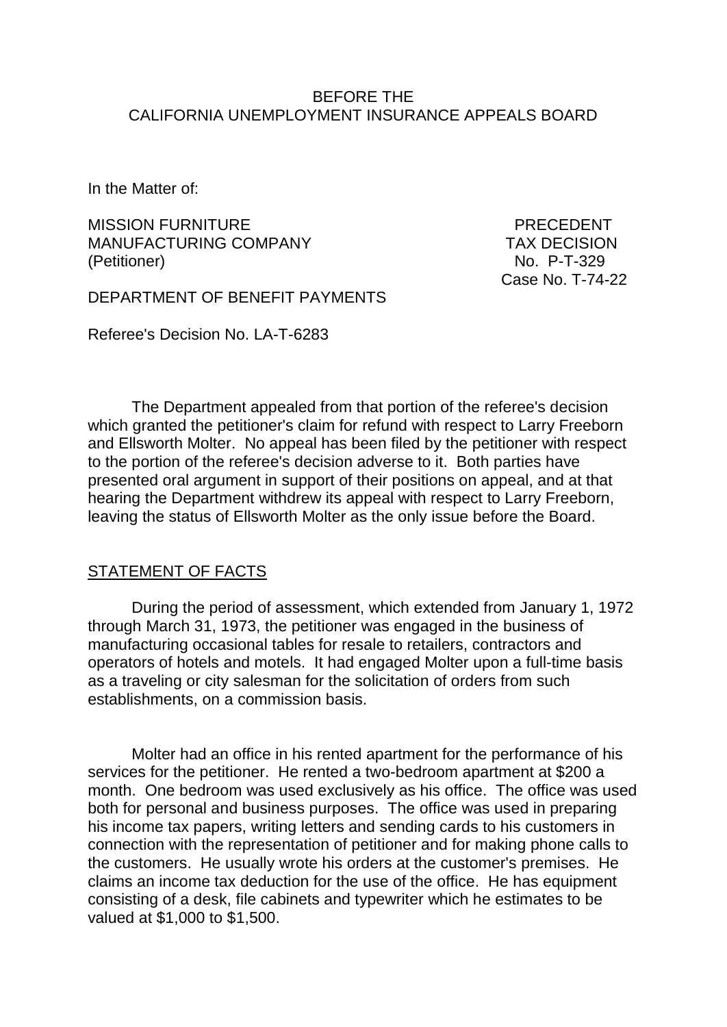BEFORE THE
CALIFORNIA UNEMPLOYMENT INSURANCE APPEALS BOARD

In the Matter of:

MISSION FURNITURE
MANUFACTURING COMPANY
(Petitioner)

PRECEDENT
TAX DECISION
No. P-T-329
Case No. T-74-22

DEPARTMENT OF BENEFIT PAYMENTS

Referee's Decision No. LA-T-6283

The Department appealed from that portion of the referee's decision which granted the petitioner's claim for refund with respect to Larry Freeborn and Ellsworth Molter. No appeal has been filed by the petitioner with respect to the portion of the referee's decision adverse to it. Both parties have presented oral argument in support of their positions on appeal, and at that hearing the Department withdrew its appeal with respect to Larry Freeborn, leaving the status of Ellsworth Molter as the only issue before the Board.

## STATEMENT OF FACTS

During the period of assessment, which extended from January 1, 1972 through March 31, 1973, the petitioner was engaged in the business of manufacturing occasional tables for resale to retailers, contractors and operators of hotels and motels. It had engaged Molter upon a full-time basis as a traveling or city salesman for the solicitation of orders from such establishments, on a commission basis.

Molter had an office in his rented apartment for the performance of his services for the petitioner. He rented a two-bedroom apartment at $200 a month. One bedroom was used exclusively as his office. The office was used both for personal and business purposes. The office was used in preparing his income tax papers, writing letters and sending cards to his customers in connection with the representation of petitioner and for making phone calls to the customers. He usually wrote his orders at the customer's premises. He claims an income tax deduction for the use of the office. He has equipment consisting of a desk, file cabinets and typewriter which he estimates to be valued at $1,000 to $1,500.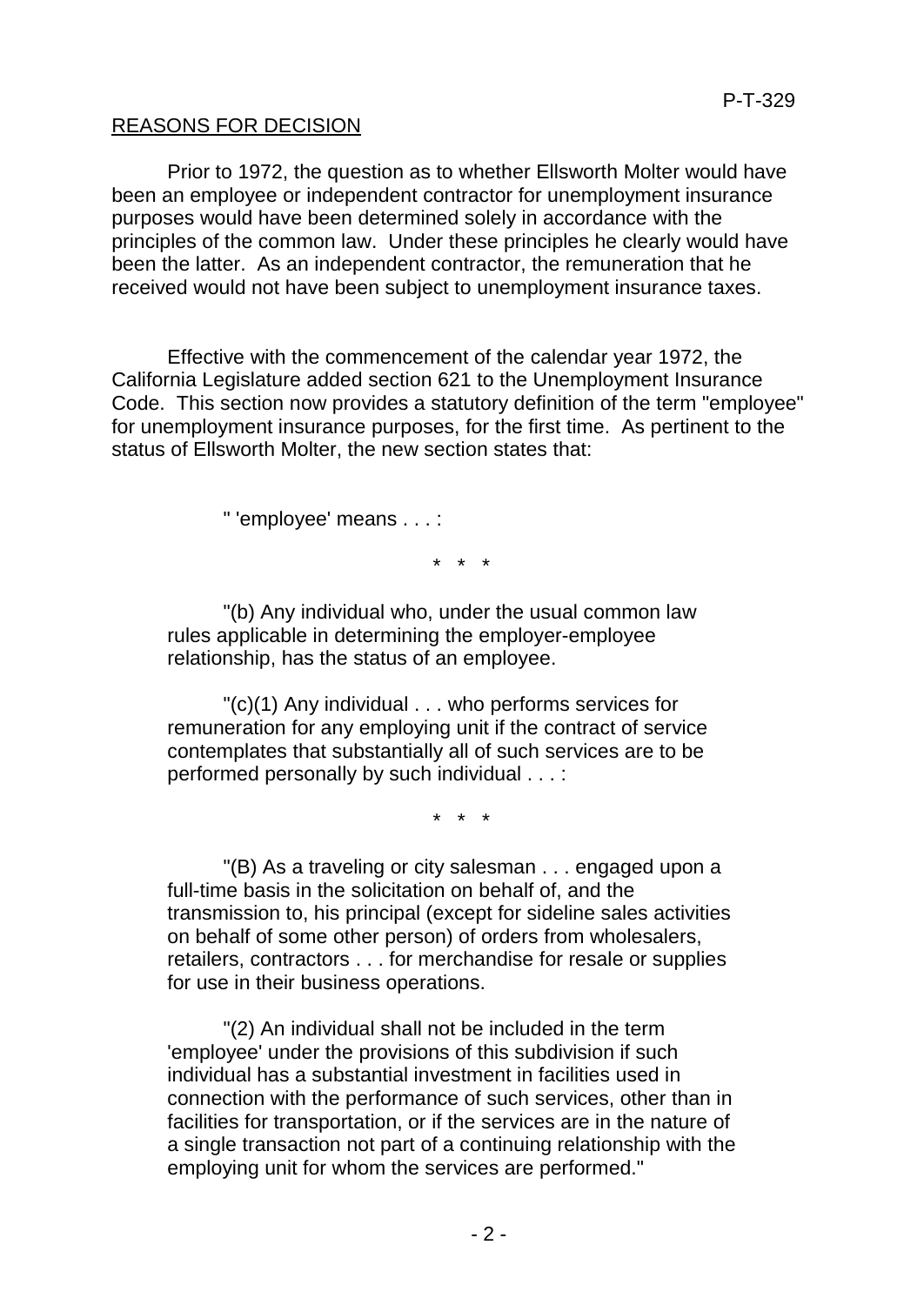<u>REASONS FOR DECISION</u>

Prior to 1972, the question as to whether Ellsworth Molter would have been an employee or independent contractor for unemployment insurance purposes would have been determined solely in accordance with the principles of the common law. Under these principles he clearly would have been the latter. As an independent contractor, the remuneration that he received would not have been subject to unemployment insurance taxes.

Effective with the commencement of the calendar year 1972, the California Legislature added section 621 to the Unemployment Insurance Code. This section now provides a statutory definition of the term "employee" for unemployment insurance purposes, for the first time. As pertinent to the status of Ellsworth Molter, the new section states that:

> " 'employee' means . . . :
>
> \* \* \*
>
> "(b) Any individual who, under the usual common law rules applicable in determining the employer-employee relationship, has the status of an employee.
>
> "(c)(1) Any individual . . . who performs services for remuneration for any employing unit if the contract of service contemplates that substantially all of such services are to be performed personally by such individual . . . :
>
> \* \* \*
>
> "(B) As a traveling or city salesman . . . engaged upon a full-time basis in the solicitation on behalf of, and the transmission to, his principal (except for sideline sales activities on behalf of some other person) of orders from wholesalers, retailers, contractors . . . for merchandise for resale or supplies for use in their business operations.
>
> "(2) An individual shall not be included in the term 'employee' under the provisions of this subdivision if such individual has a substantial investment in facilities used in connection with the performance of such services, other than in facilities for transportation, or if the services are in the nature of a single transaction not part of a continuing relationship with the employing unit for whom the services are performed."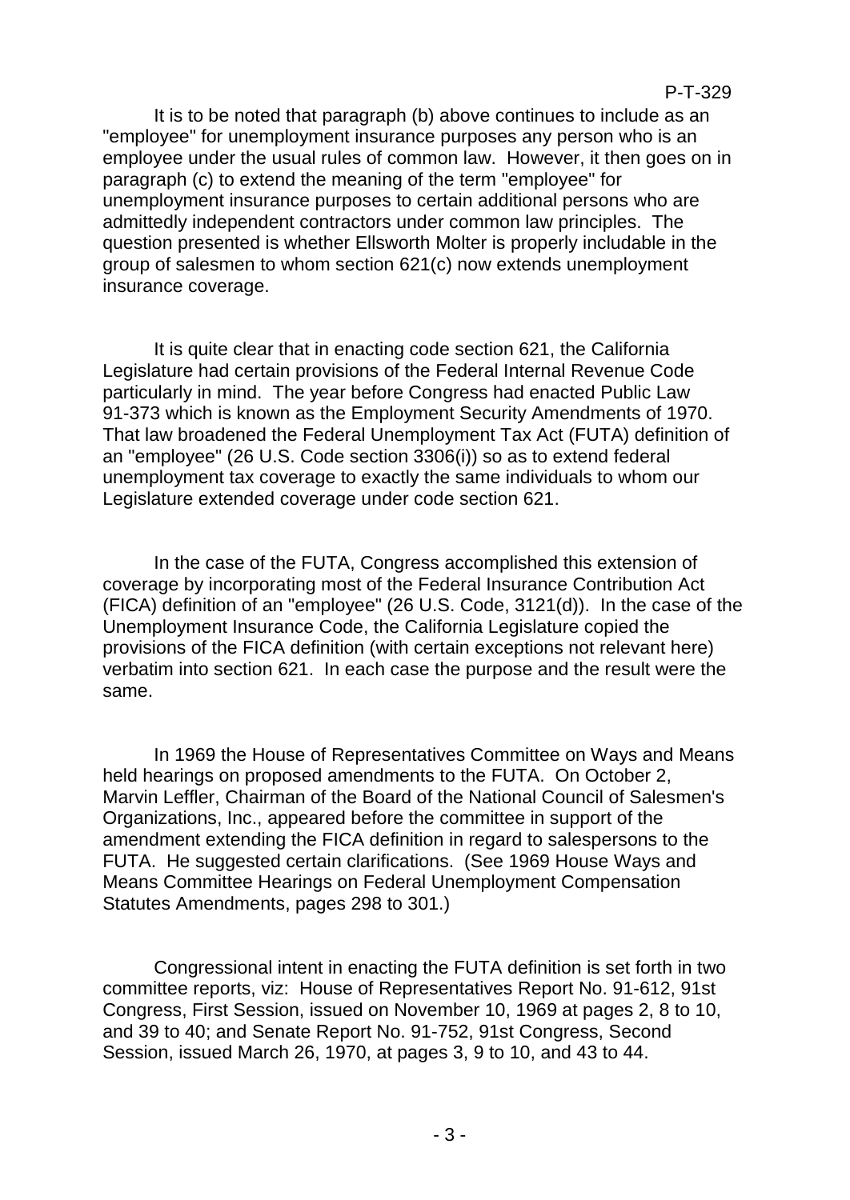It is to be noted that paragraph (b) above continues to include as an "employee" for unemployment insurance purposes any person who is an employee under the usual rules of common law. However, it then goes on in paragraph (c) to extend the meaning of the term "employee" for unemployment insurance purposes to certain additional persons who are admittedly independent contractors under common law principles. The question presented is whether Ellsworth Molter is properly includable in the group of salesmen to whom section 621(c) now extends unemployment insurance coverage.

It is quite clear that in enacting code section 621, the California Legislature had certain provisions of the Federal Internal Revenue Code particularly in mind. The year before Congress had enacted Public Law 91-373 which is known as the Employment Security Amendments of 1970. That law broadened the Federal Unemployment Tax Act (FUTA) definition of an "employee" (26 U.S. Code section 3306(i)) so as to extend federal unemployment tax coverage to exactly the same individuals to whom our Legislature extended coverage under code section 621.

In the case of the FUTA, Congress accomplished this extension of coverage by incorporating most of the Federal Insurance Contribution Act (FICA) definition of an "employee" (26 U.S. Code, 3121(d)). In the case of the Unemployment Insurance Code, the California Legislature copied the provisions of the FICA definition (with certain exceptions not relevant here) verbatim into section 621. In each case the purpose and the result were the same.

In 1969 the House of Representatives Committee on Ways and Means held hearings on proposed amendments to the FUTA. On October 2, Marvin Leffler, Chairman of the Board of the National Council of Salesmen's Organizations, Inc., appeared before the committee in support of the amendment extending the FICA definition in regard to salespersons to the FUTA. He suggested certain clarifications. (See 1969 House Ways and Means Committee Hearings on Federal Unemployment Compensation Statutes Amendments, pages 298 to 301.)

Congressional intent in enacting the FUTA definition is set forth in two committee reports, viz: House of Representatives Report No. 91-612, 91st Congress, First Session, issued on November 10, 1969 at pages 2, 8 to 10, and 39 to 40; and Senate Report No. 91-752, 91st Congress, Second Session, issued March 26, 1970, at pages 3, 9 to 10, and 43 to 44.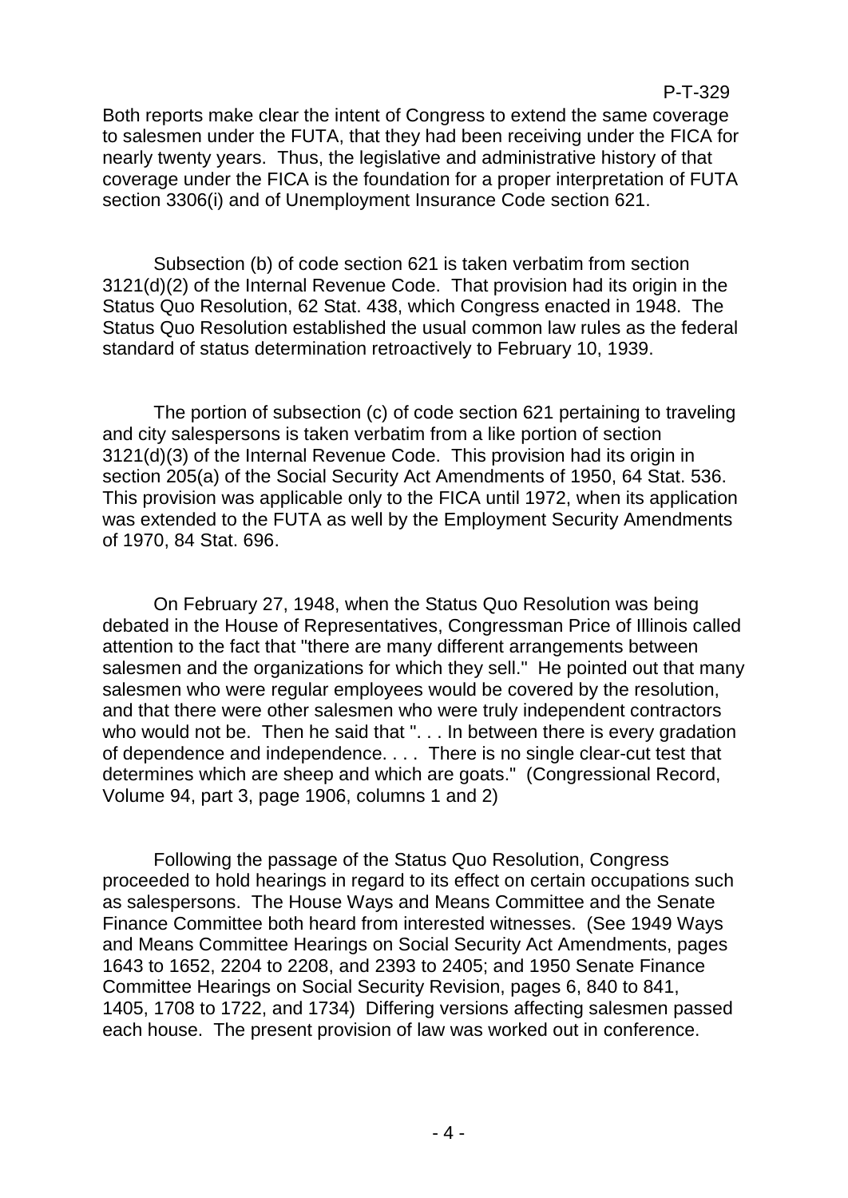Both reports make clear the intent of Congress to extend the same coverage to salesmen under the FUTA, that they had been receiving under the FICA for nearly twenty years. Thus, the legislative and administrative history of that coverage under the FICA is the foundation for a proper interpretation of FUTA section 3306(i) and of Unemployment Insurance Code section 621.

Subsection (b) of code section 621 is taken verbatim from section 3121(d)(2) of the Internal Revenue Code. That provision had its origin in the Status Quo Resolution, 62 Stat. 438, which Congress enacted in 1948. The Status Quo Resolution established the usual common law rules as the federal standard of status determination retroactively to February 10, 1939.

The portion of subsection (c) of code section 621 pertaining to traveling and city salespersons is taken verbatim from a like portion of section 3121(d)(3) of the Internal Revenue Code. This provision had its origin in section 205(a) of the Social Security Act Amendments of 1950, 64 Stat. 536. This provision was applicable only to the FICA until 1972, when its application was extended to the FUTA as well by the Employment Security Amendments of 1970, 84 Stat. 696.

On February 27, 1948, when the Status Quo Resolution was being debated in the House of Representatives, Congressman Price of Illinois called attention to the fact that "there are many different arrangements between salesmen and the organizations for which they sell." He pointed out that many salesmen who were regular employees would be covered by the resolution, and that there were other salesmen who were truly independent contractors who would not be. Then he said that ". . . In between there is every gradation of dependence and independence. . . . There is no single clear-cut test that determines which are sheep and which are goats." (Congressional Record, Volume 94, part 3, page 1906, columns 1 and 2)

Following the passage of the Status Quo Resolution, Congress proceeded to hold hearings in regard to its effect on certain occupations such as salespersons. The House Ways and Means Committee and the Senate Finance Committee both heard from interested witnesses. (See 1949 Ways and Means Committee Hearings on Social Security Act Amendments, pages 1643 to 1652, 2204 to 2208, and 2393 to 2405; and 1950 Senate Finance Committee Hearings on Social Security Revision, pages 6, 840 to 841, 1405, 1708 to 1722, and 1734) Differing versions affecting salesmen passed each house. The present provision of law was worked out in conference.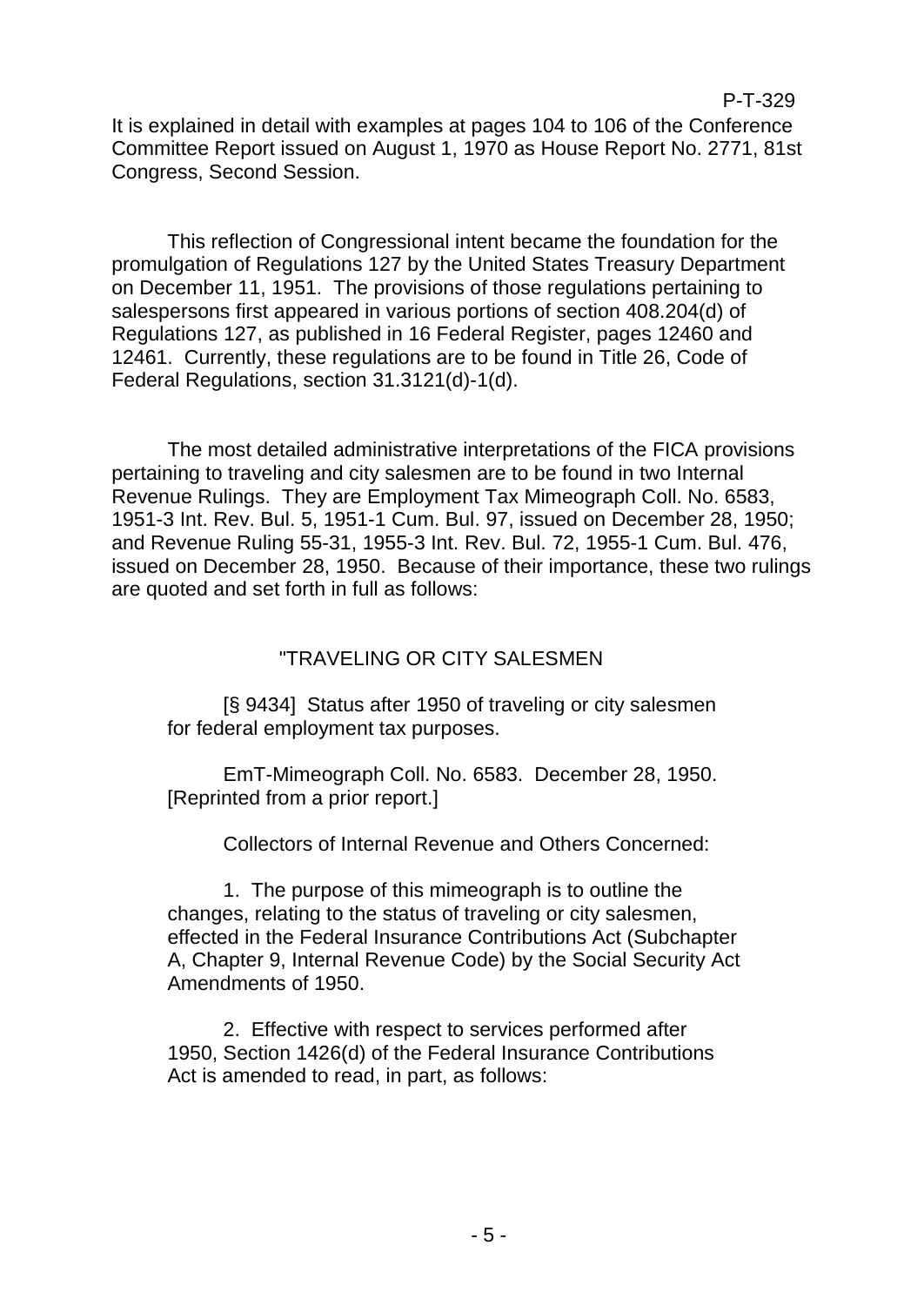It is explained in detail with examples at pages 104 to 106 of the Conference Committee Report issued on August 1, 1970 as House Report No. 2771, 81st Congress, Second Session.

This reflection of Congressional intent became the foundation for the promulgation of Regulations 127 by the United States Treasury Department on December 11, 1951. The provisions of those regulations pertaining to salespersons first appeared in various portions of section 408.204(d) of Regulations 127, as published in 16 Federal Register, pages 12460 and 12461. Currently, these regulations are to be found in Title 26, Code of Federal Regulations, section 31.3121(d)-1(d).

The most detailed administrative interpretations of the FICA provisions pertaining to traveling and city salesmen are to be found in two Internal Revenue Rulings. They are Employment Tax Mimeograph Coll. No. 6583, 1951-3 Int. Rev. Bul. 5, 1951-1 Cum. Bul. 97, issued on December 28, 1950; and Revenue Ruling 55-31, 1955-3 Int. Rev. Bul. 72, 1955-1 Cum. Bul. 476, issued on December 28, 1950. Because of their importance, these two rulings are quoted and set forth in full as follows:

> "TRAVELING OR CITY SALESMEN
>
> [§ 9434] Status after 1950 of traveling or city salesmen for federal employment tax purposes.
>
> EmT-Mimeograph Coll. No. 6583. December 28, 1950. [Reprinted from a prior report.]
>
> Collectors of Internal Revenue and Others Concerned:
>
> 1. The purpose of this mimeograph is to outline the changes, relating to the status of traveling or city salesmen, effected in the Federal Insurance Contributions Act (Subchapter A, Chapter 9, Internal Revenue Code) by the Social Security Act Amendments of 1950.
>
> 2. Effective with respect to services performed after 1950, Section 1426(d) of the Federal Insurance Contributions Act is amended to read, in part, as follows: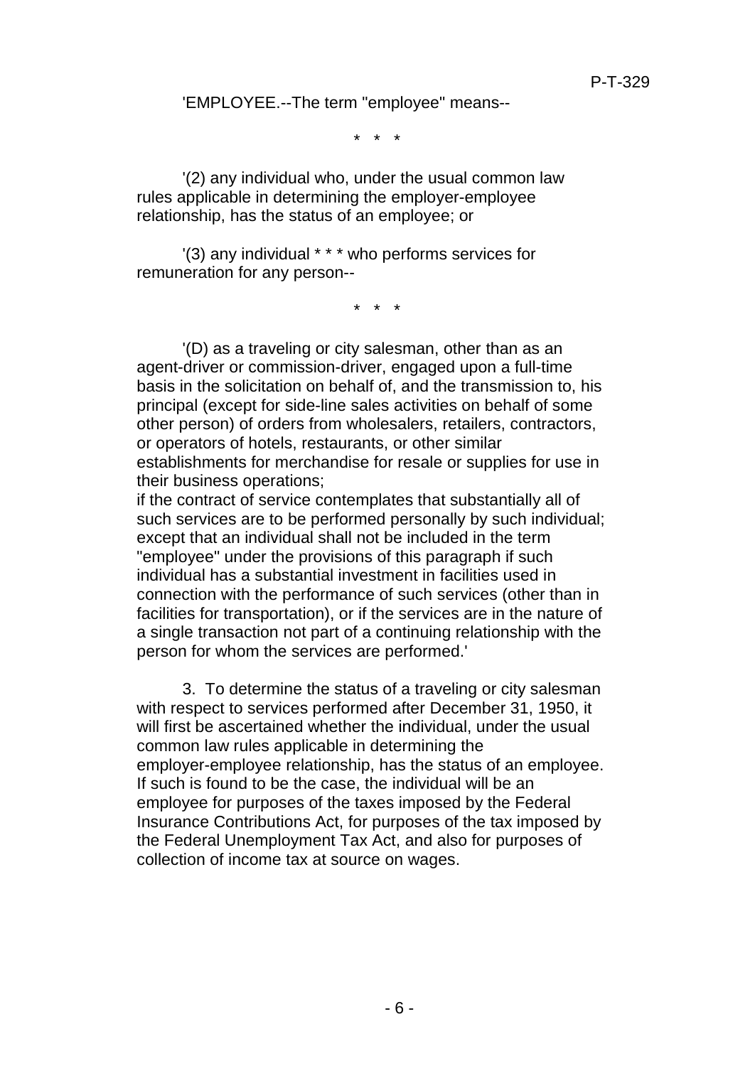'EMPLOYEE.--The term "employee" means--

\* \* \*

'(2) any individual who, under the usual common law rules applicable in determining the employer-employee relationship, has the status of an employee; or

'(3) any individual * * * who performs services for remuneration for any person--

\* \* \*

'(D) as a traveling or city salesman, other than as an agent-driver or commission-driver, engaged upon a full-time basis in the solicitation on behalf of, and the transmission to, his principal (except for side-line sales activities on behalf of some other person) of orders from wholesalers, retailers, contractors, or operators of hotels, restaurants, or other similar establishments for merchandise for resale or supplies for use in their business operations;

if the contract of service contemplates that substantially all of such services are to be performed personally by such individual; except that an individual shall not be included in the term "employee" under the provisions of this paragraph if such individual has a substantial investment in facilities used in connection with the performance of such services (other than in facilities for transportation), or if the services are in the nature of a single transaction not part of a continuing relationship with the person for whom the services are performed.'

3. To determine the status of a traveling or city salesman with respect to services performed after December 31, 1950, it will first be ascertained whether the individual, under the usual common law rules applicable in determining the employer-employee relationship, has the status of an employee. If such is found to be the case, the individual will be an employee for purposes of the taxes imposed by the Federal Insurance Contributions Act, for purposes of the tax imposed by the Federal Unemployment Tax Act, and also for purposes of collection of income tax at source on wages.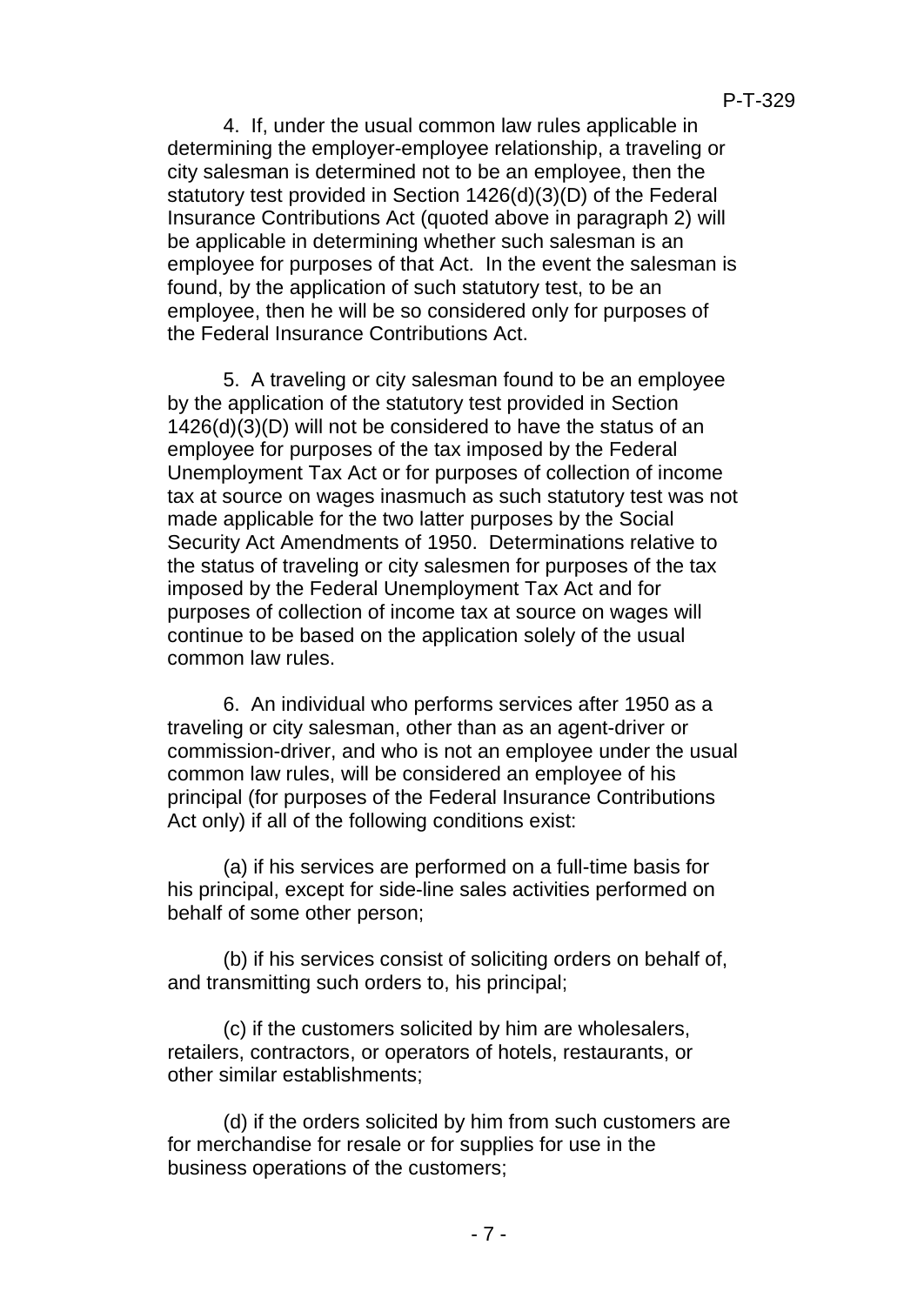4. If, under the usual common law rules applicable in determining the employer-employee relationship, a traveling or city salesman is determined not to be an employee, then the statutory test provided in Section 1426(d)(3)(D) of the Federal Insurance Contributions Act (quoted above in paragraph 2) will be applicable in determining whether such salesman is an employee for purposes of that Act. In the event the salesman is found, by the application of such statutory test, to be an employee, then he will be so considered only for purposes of the Federal Insurance Contributions Act.

5. A traveling or city salesman found to be an employee by the application of the statutory test provided in Section 1426(d)(3)(D) will not be considered to have the status of an employee for purposes of the tax imposed by the Federal Unemployment Tax Act or for purposes of collection of income tax at source on wages inasmuch as such statutory test was not made applicable for the two latter purposes by the Social Security Act Amendments of 1950. Determinations relative to the status of traveling or city salesmen for purposes of the tax imposed by the Federal Unemployment Tax Act and for purposes of collection of income tax at source on wages will continue to be based on the application solely of the usual common law rules.

6. An individual who performs services after 1950 as a traveling or city salesman, other than as an agent-driver or commission-driver, and who is not an employee under the usual common law rules, will be considered an employee of his principal (for purposes of the Federal Insurance Contributions Act only) if all of the following conditions exist:

(a) if his services are performed on a full-time basis for his principal, except for side-line sales activities performed on behalf of some other person;

(b) if his services consist of soliciting orders on behalf of, and transmitting such orders to, his principal;

(c) if the customers solicited by him are wholesalers, retailers, contractors, or operators of hotels, restaurants, or other similar establishments;

(d) if the orders solicited by him from such customers are for merchandise for resale or for supplies for use in the business operations of the customers;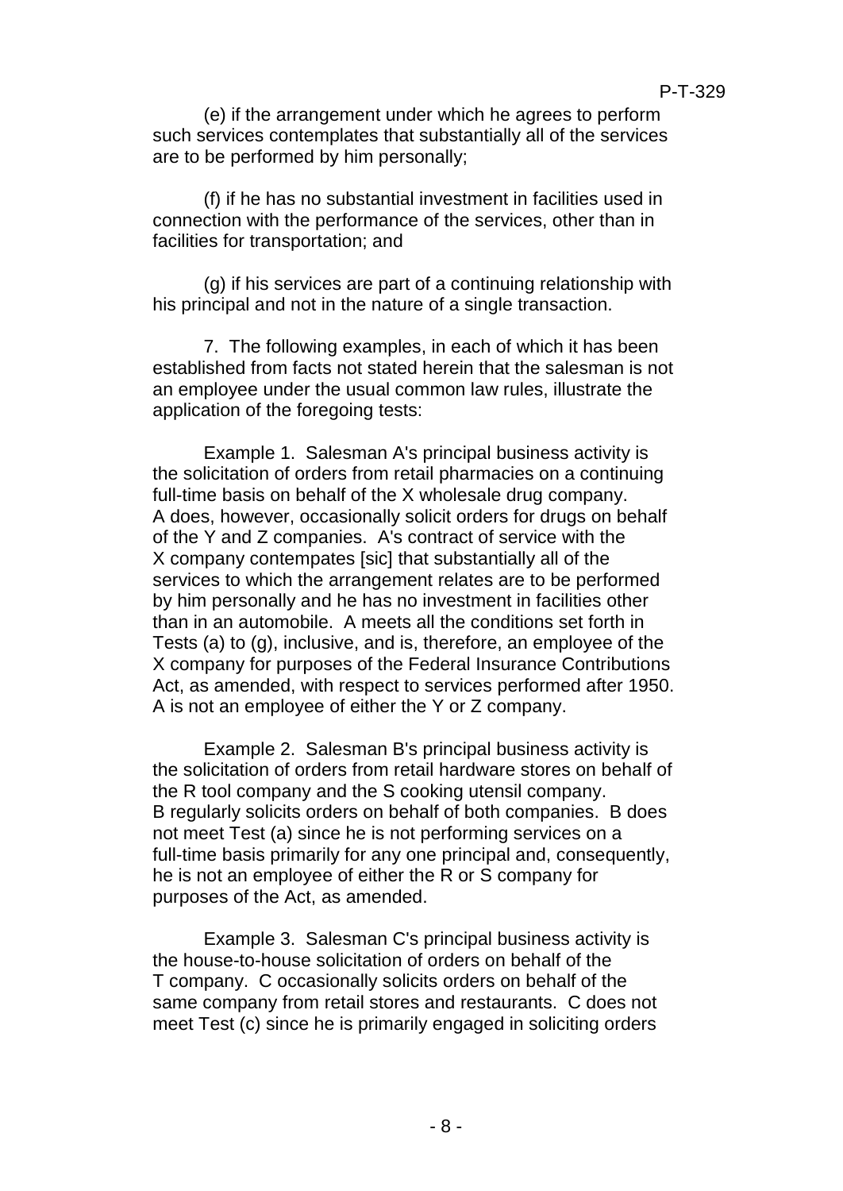(e) if the arrangement under which he agrees to perform such services contemplates that substantially all of the services are to be performed by him personally;

(f) if he has no substantial investment in facilities used in connection with the performance of the services, other than in facilities for transportation; and

(g) if his services are part of a continuing relationship with his principal and not in the nature of a single transaction.

7. The following examples, in each of which it has been established from facts not stated herein that the salesman is not an employee under the usual common law rules, illustrate the application of the foregoing tests:

Example 1. Salesman A's principal business activity is the solicitation of orders from retail pharmacies on a continuing full-time basis on behalf of the X wholesale drug company. A does, however, occasionally solicit orders for drugs on behalf of the Y and Z companies. A's contract of service with the X company contempates [sic] that substantially all of the services to which the arrangement relates are to be performed by him personally and he has no investment in facilities other than in an automobile. A meets all the conditions set forth in Tests (a) to (g), inclusive, and is, therefore, an employee of the X company for purposes of the Federal Insurance Contributions Act, as amended, with respect to services performed after 1950. A is not an employee of either the Y or Z company.

Example 2. Salesman B's principal business activity is the solicitation of orders from retail hardware stores on behalf of the R tool company and the S cooking utensil company. B regularly solicits orders on behalf of both companies. B does not meet Test (a) since he is not performing services on a full-time basis primarily for any one principal and, consequently, he is not an employee of either the R or S company for purposes of the Act, as amended.

Example 3. Salesman C's principal business activity is the house-to-house solicitation of orders on behalf of the T company. C occasionally solicits orders on behalf of the same company from retail stores and restaurants. C does not meet Test (c) since he is primarily engaged in soliciting orders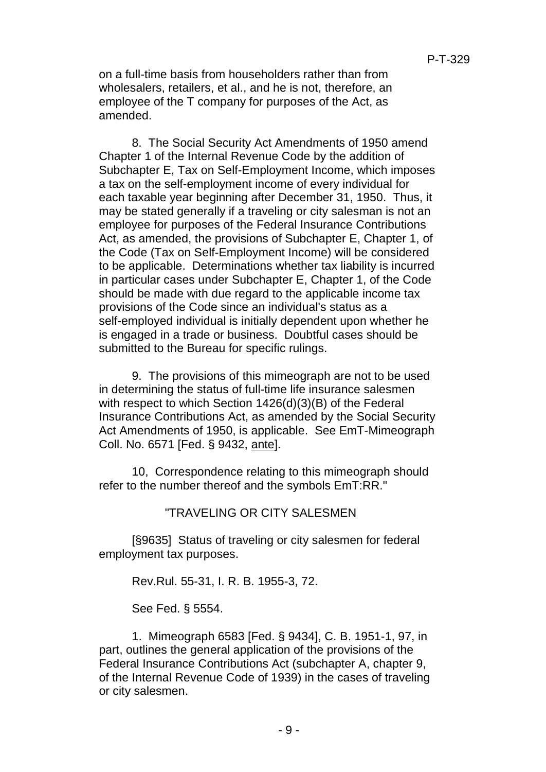on a full-time basis from householders rather than from wholesalers, retailers, et al., and he is not, therefore, an employee of the T company for purposes of the Act, as amended.

8. The Social Security Act Amendments of 1950 amend Chapter 1 of the Internal Revenue Code by the addition of Subchapter E, Tax on Self-Employment Income, which imposes a tax on the self-employment income of every individual for each taxable year beginning after December 31, 1950. Thus, it may be stated generally if a traveling or city salesman is not an employee for purposes of the Federal Insurance Contributions Act, as amended, the provisions of Subchapter E, Chapter 1, of the Code (Tax on Self-Employment Income) will be considered to be applicable. Determinations whether tax liability is incurred in particular cases under Subchapter E, Chapter 1, of the Code should be made with due regard to the applicable income tax provisions of the Code since an individual's status as a self-employed individual is initially dependent upon whether he is engaged in a trade or business. Doubtful cases should be submitted to the Bureau for specific rulings.

9. The provisions of this mimeograph are not to be used in determining the status of full-time life insurance salesmen with respect to which Section 1426(d)(3)(B) of the Federal Insurance Contributions Act, as amended by the Social Security Act Amendments of 1950, is applicable. See EmT-Mimeograph Coll. No. 6571 [Fed. § 9432, ante].

10, Correspondence relating to this mimeograph should refer to the number thereof and the symbols EmT:RR."

"TRAVELING OR CITY SALESMEN

[§9635] Status of traveling or city salesmen for federal employment tax purposes.

Rev.Rul. 55-31, I. R. B. 1955-3, 72.

See Fed. § 5554.

1. Mimeograph 6583 [Fed. § 9434], C. B. 1951-1, 97, in part, outlines the general application of the provisions of the Federal Insurance Contributions Act (subchapter A, chapter 9, of the Internal Revenue Code of 1939) in the cases of traveling or city salesmen.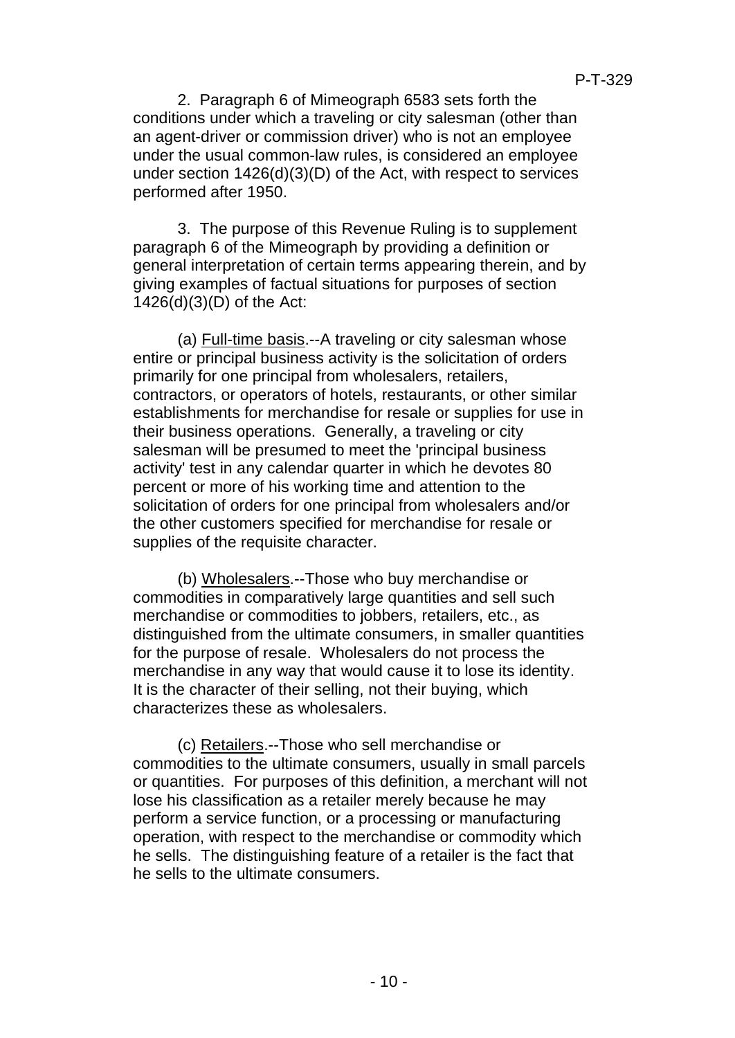2. Paragraph 6 of Mimeograph 6583 sets forth the conditions under which a traveling or city salesman (other than an agent-driver or commission driver) who is not an employee under the usual common-law rules, is considered an employee under section 1426(d)(3)(D) of the Act, with respect to services performed after 1950.

3. The purpose of this Revenue Ruling is to supplement paragraph 6 of the Mimeograph by providing a definition or general interpretation of certain terms appearing therein, and by giving examples of factual situations for purposes of section 1426(d)(3)(D) of the Act:

(a) Full-time basis.--A traveling or city salesman whose entire or principal business activity is the solicitation of orders primarily for one principal from wholesalers, retailers, contractors, or operators of hotels, restaurants, or other similar establishments for merchandise for resale or supplies for use in their business operations. Generally, a traveling or city salesman will be presumed to meet the 'principal business activity' test in any calendar quarter in which he devotes 80 percent or more of his working time and attention to the solicitation of orders for one principal from wholesalers and/or the other customers specified for merchandise for resale or supplies of the requisite character.

(b) Wholesalers.--Those who buy merchandise or commodities in comparatively large quantities and sell such merchandise or commodities to jobbers, retailers, etc., as distinguished from the ultimate consumers, in smaller quantities for the purpose of resale. Wholesalers do not process the merchandise in any way that would cause it to lose its identity. It is the character of their selling, not their buying, which characterizes these as wholesalers.

(c) Retailers.--Those who sell merchandise or commodities to the ultimate consumers, usually in small parcels or quantities. For purposes of this definition, a merchant will not lose his classification as a retailer merely because he may perform a service function, or a processing or manufacturing operation, with respect to the merchandise or commodity which he sells. The distinguishing feature of a retailer is the fact that he sells to the ultimate consumers.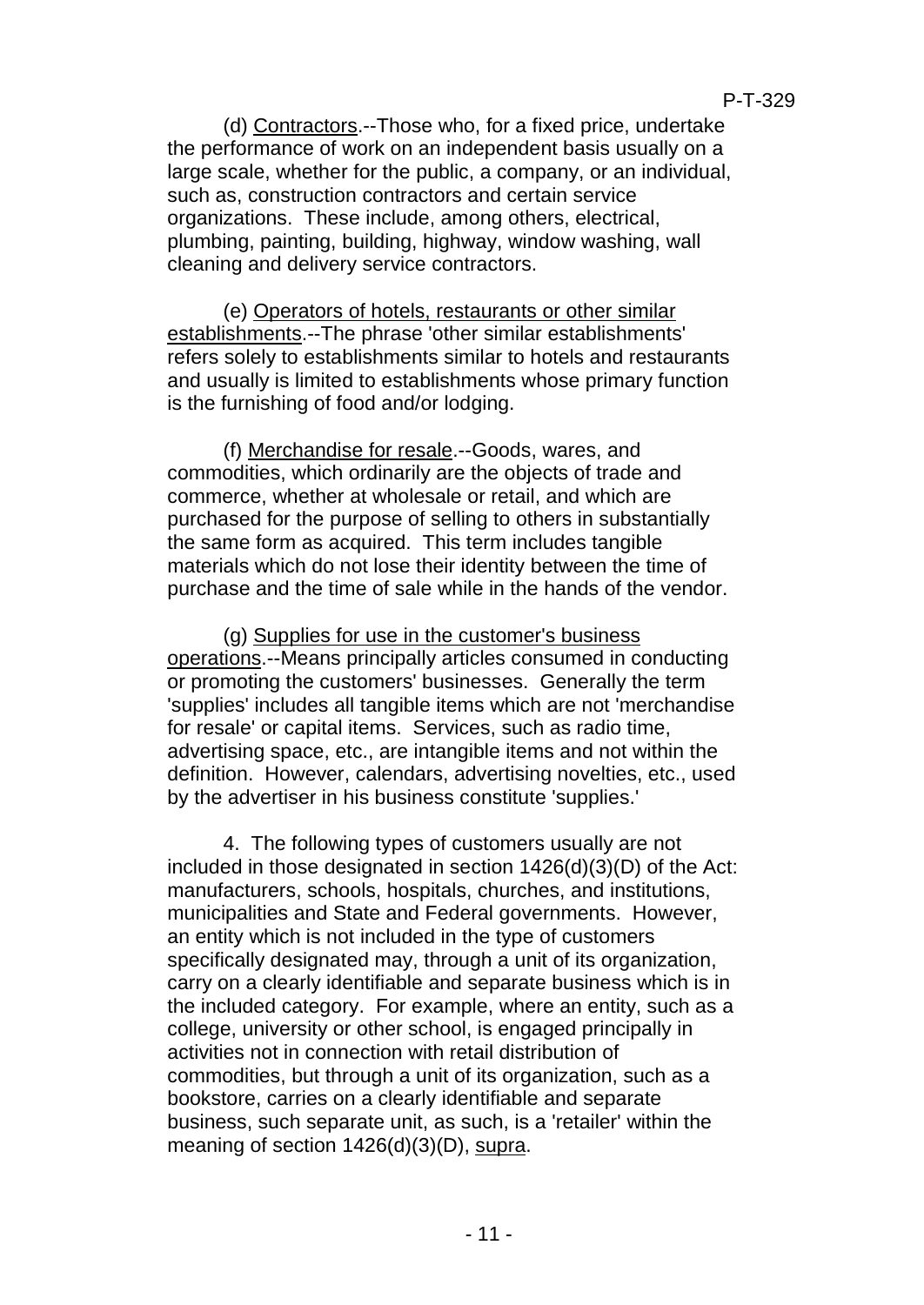(d) Contractors.--Those who, for a fixed price, undertake the performance of work on an independent basis usually on a large scale, whether for the public, a company, or an individual, such as, construction contractors and certain service organizations. These include, among others, electrical, plumbing, painting, building, highway, window washing, wall cleaning and delivery service contractors.

(e) Operators of hotels, restaurants or other similar establishments.--The phrase 'other similar establishments' refers solely to establishments similar to hotels and restaurants and usually is limited to establishments whose primary function is the furnishing of food and/or lodging.

(f) Merchandise for resale.--Goods, wares, and commodities, which ordinarily are the objects of trade and commerce, whether at wholesale or retail, and which are purchased for the purpose of selling to others in substantially the same form as acquired. This term includes tangible materials which do not lose their identity between the time of purchase and the time of sale while in the hands of the vendor.

(g) Supplies for use in the customer's business operations.--Means principally articles consumed in conducting or promoting the customers' businesses. Generally the term 'supplies' includes all tangible items which are not 'merchandise for resale' or capital items. Services, such as radio time, advertising space, etc., are intangible items and not within the definition. However, calendars, advertising novelties, etc., used by the advertiser in his business constitute 'supplies.'

4. The following types of customers usually are not included in those designated in section 1426(d)(3)(D) of the Act: manufacturers, schools, hospitals, churches, and institutions, municipalities and State and Federal governments. However, an entity which is not included in the type of customers specifically designated may, through a unit of its organization, carry on a clearly identifiable and separate business which is in the included category. For example, where an entity, such as a college, university or other school, is engaged principally in activities not in connection with retail distribution of commodities, but through a unit of its organization, such as a bookstore, carries on a clearly identifiable and separate business, such separate unit, as such, is a 'retailer' within the meaning of section 1426(d)(3)(D), supra.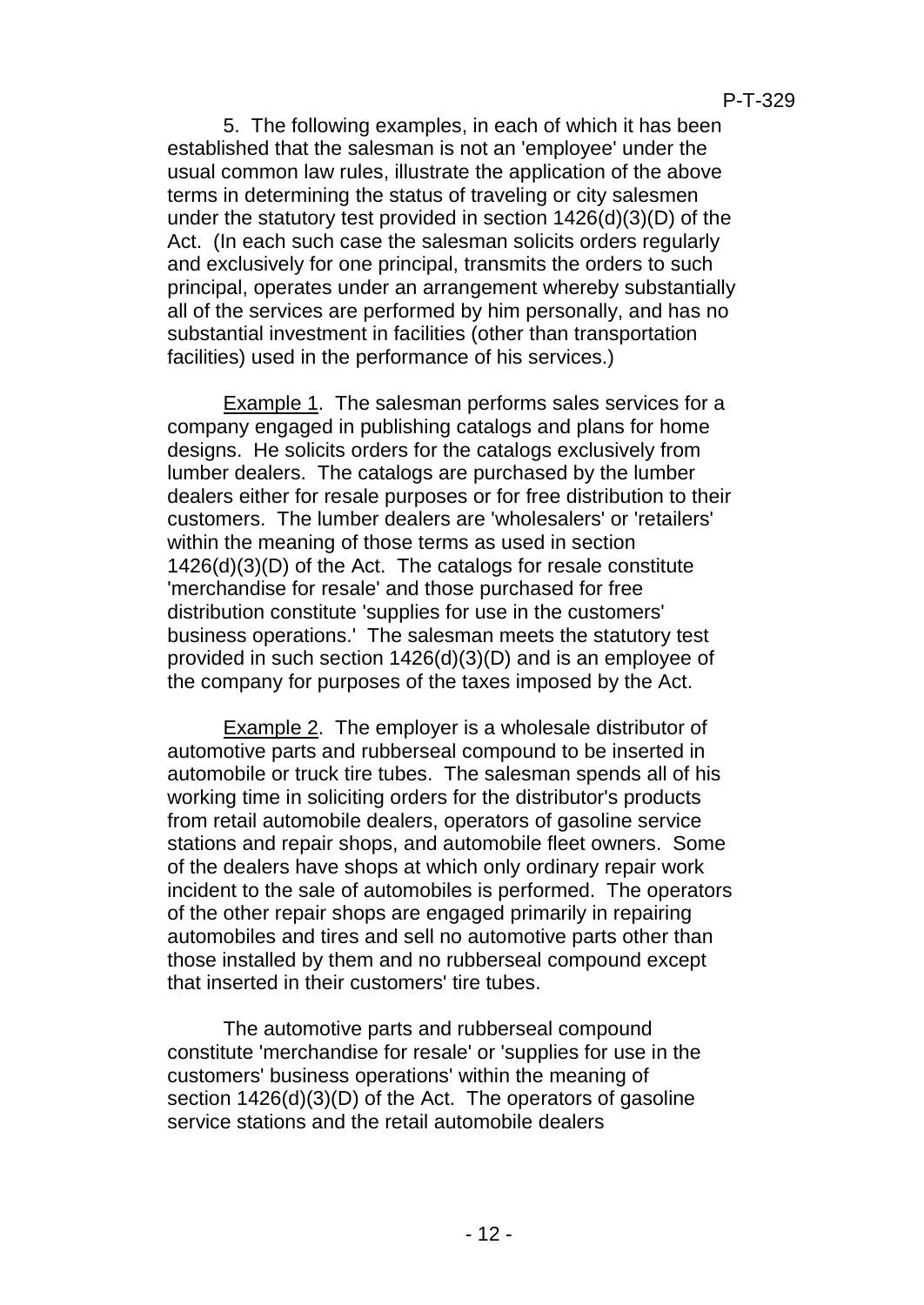5. The following examples, in each of which it has been established that the salesman is not an 'employee' under the usual common law rules, illustrate the application of the above terms in determining the status of traveling or city salesmen under the statutory test provided in section 1426(d)(3)(D) of the Act. (In each such case the salesman solicits orders regularly and exclusively for one principal, transmits the orders to such principal, operates under an arrangement whereby substantially all of the services are performed by him personally, and has no substantial investment in facilities (other than transportation facilities) used in the performance of his services.)

Example 1. The salesman performs sales services for a company engaged in publishing catalogs and plans for home designs. He solicits orders for the catalogs exclusively from lumber dealers. The catalogs are purchased by the lumber dealers either for resale purposes or for free distribution to their customers. The lumber dealers are 'wholesalers' or 'retailers' within the meaning of those terms as used in section 1426(d)(3)(D) of the Act. The catalogs for resale constitute 'merchandise for resale' and those purchased for free distribution constitute 'supplies for use in the customers' business operations.' The salesman meets the statutory test provided in such section 1426(d)(3)(D) and is an employee of the company for purposes of the taxes imposed by the Act.

Example 2. The employer is a wholesale distributor of automotive parts and rubberseal compound to be inserted in automobile or truck tire tubes. The salesman spends all of his working time in soliciting orders for the distributor's products from retail automobile dealers, operators of gasoline service stations and repair shops, and automobile fleet owners. Some of the dealers have shops at which only ordinary repair work incident to the sale of automobiles is performed. The operators of the other repair shops are engaged primarily in repairing automobiles and tires and sell no automotive parts other than those installed by them and no rubberseal compound except that inserted in their customers' tire tubes.

The automotive parts and rubberseal compound constitute 'merchandise for resale' or 'supplies for use in the customers' business operations' within the meaning of section 1426(d)(3)(D) of the Act. The operators of gasoline service stations and the retail automobile dealers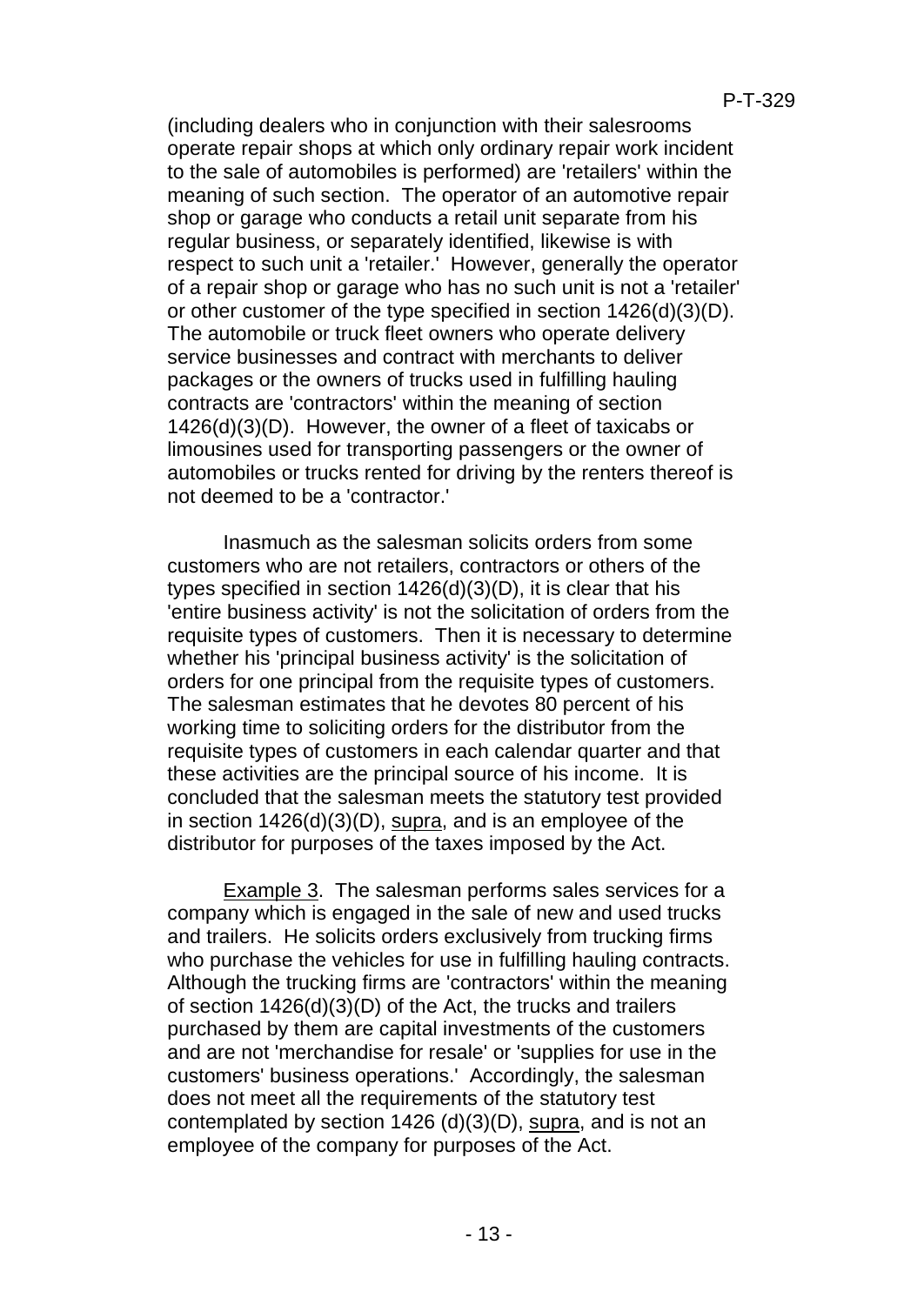(including dealers who in conjunction with their salesrooms operate repair shops at which only ordinary repair work incident to the sale of automobiles is performed) are 'retailers' within the meaning of such section. The operator of an automotive repair shop or garage who conducts a retail unit separate from his regular business, or separately identified, likewise is with respect to such unit a 'retailer.' However, generally the operator of a repair shop or garage who has no such unit is not a 'retailer' or other customer of the type specified in section 1426(d)(3)(D). The automobile or truck fleet owners who operate delivery service businesses and contract with merchants to deliver packages or the owners of trucks used in fulfilling hauling contracts are 'contractors' within the meaning of section 1426(d)(3)(D). However, the owner of a fleet of taxicabs or limousines used for transporting passengers or the owner of automobiles or trucks rented for driving by the renters thereof is not deemed to be a 'contractor.'

Inasmuch as the salesman solicits orders from some customers who are not retailers, contractors or others of the types specified in section 1426(d)(3)(D), it is clear that his 'entire business activity' is not the solicitation of orders from the requisite types of customers. Then it is necessary to determine whether his 'principal business activity' is the solicitation of orders for one principal from the requisite types of customers. The salesman estimates that he devotes 80 percent of his working time to soliciting orders for the distributor from the requisite types of customers in each calendar quarter and that these activities are the principal source of his income. It is concluded that the salesman meets the statutory test provided in section 1426(d)(3)(D), supra, and is an employee of the distributor for purposes of the taxes imposed by the Act.

Example 3. The salesman performs sales services for a company which is engaged in the sale of new and used trucks and trailers. He solicits orders exclusively from trucking firms who purchase the vehicles for use in fulfilling hauling contracts. Although the trucking firms are 'contractors' within the meaning of section 1426(d)(3)(D) of the Act, the trucks and trailers purchased by them are capital investments of the customers and are not 'merchandise for resale' or 'supplies for use in the customers' business operations.' Accordingly, the salesman does not meet all the requirements of the statutory test contemplated by section 1426 (d)(3)(D), supra, and is not an employee of the company for purposes of the Act.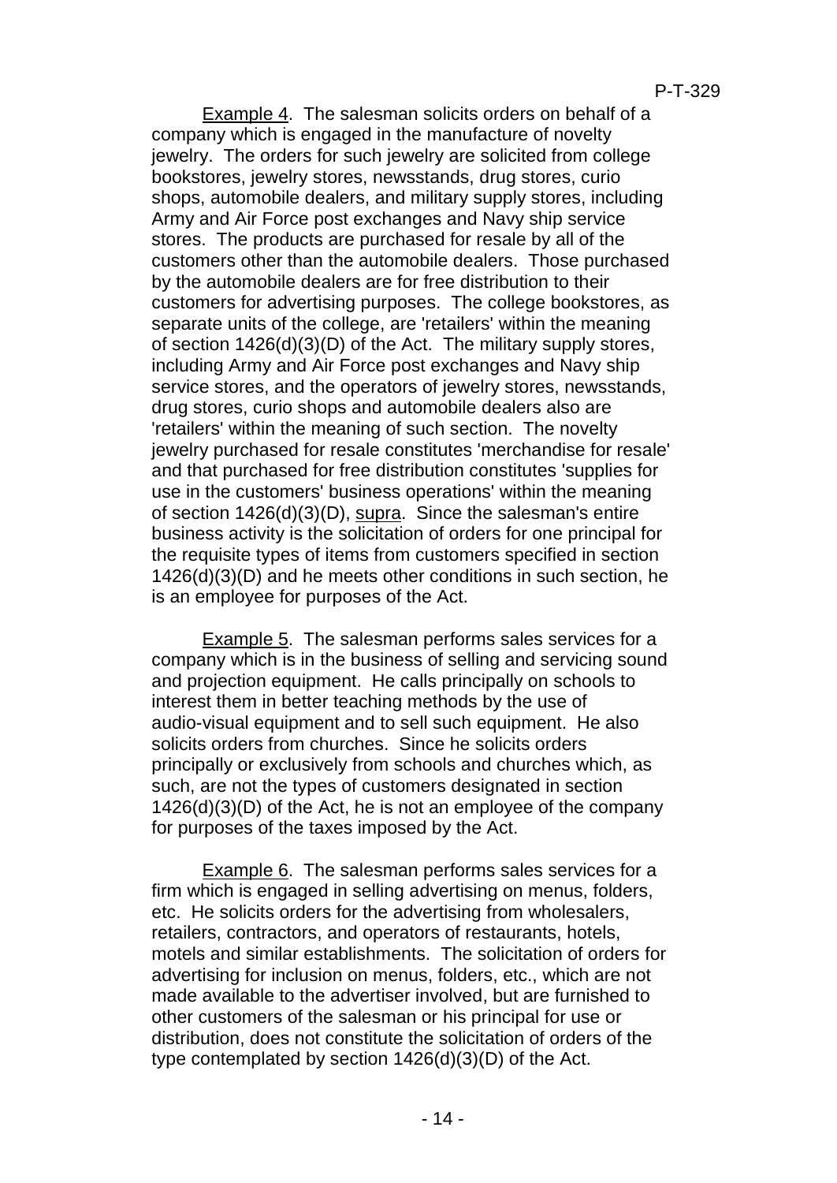Example 4. The salesman solicits orders on behalf of a company which is engaged in the manufacture of novelty jewelry. The orders for such jewelry are solicited from college bookstores, jewelry stores, newsstands, drug stores, curio shops, automobile dealers, and military supply stores, including Army and Air Force post exchanges and Navy ship service stores. The products are purchased for resale by all of the customers other than the automobile dealers. Those purchased by the automobile dealers are for free distribution to their customers for advertising purposes. The college bookstores, as separate units of the college, are 'retailers' within the meaning of section 1426(d)(3)(D) of the Act. The military supply stores, including Army and Air Force post exchanges and Navy ship service stores, and the operators of jewelry stores, newsstands, drug stores, curio shops and automobile dealers also are 'retailers' within the meaning of such section. The novelty jewelry purchased for resale constitutes 'merchandise for resale' and that purchased for free distribution constitutes 'supplies for use in the customers' business operations' within the meaning of section 1426(d)(3)(D), supra. Since the salesman's entire business activity is the solicitation of orders for one principal for the requisite types of items from customers specified in section 1426(d)(3)(D) and he meets other conditions in such section, he is an employee for purposes of the Act.

Example 5. The salesman performs sales services for a company which is in the business of selling and servicing sound and projection equipment. He calls principally on schools to interest them in better teaching methods by the use of audio-visual equipment and to sell such equipment. He also solicits orders from churches. Since he solicits orders principally or exclusively from schools and churches which, as such, are not the types of customers designated in section 1426(d)(3)(D) of the Act, he is not an employee of the company for purposes of the taxes imposed by the Act.

Example 6. The salesman performs sales services for a firm which is engaged in selling advertising on menus, folders, etc. He solicits orders for the advertising from wholesalers, retailers, contractors, and operators of restaurants, hotels, motels and similar establishments. The solicitation of orders for advertising for inclusion on menus, folders, etc., which are not made available to the advertiser involved, but are furnished to other customers of the salesman or his principal for use or distribution, does not constitute the solicitation of orders of the type contemplated by section 1426(d)(3)(D) of the Act.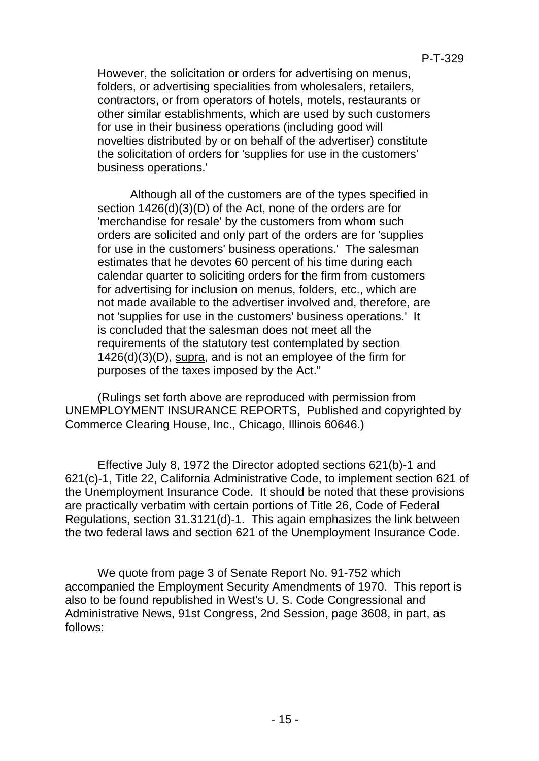However, the solicitation or orders for advertising on menus, folders, or advertising specialities from wholesalers, retailers, contractors, or from operators of hotels, motels, restaurants or other similar establishments, which are used by such customers for use in their business operations (including good will novelties distributed by or on behalf of the advertiser) constitute the solicitation of orders for 'supplies for use in the customers' business operations.'

> Although all of the customers are of the types specified in section 1426(d)(3)(D) of the Act, none of the orders are for 'merchandise for resale' by the customers from whom such orders are solicited and only part of the orders are for 'supplies for use in the customers' business operations.' The salesman estimates that he devotes 60 percent of his time during each calendar quarter to soliciting orders for the firm from customers for advertising for inclusion on menus, folders, etc., which are not made available to the advertiser involved and, therefore, are not 'supplies for use in the customers' business operations.' It is concluded that the salesman does not meet all the requirements of the statutory test contemplated by section 1426(d)(3)(D), supra, and is not an employee of the firm for purposes of the taxes imposed by the Act."

(Rulings set forth above are reproduced with permission from UNEMPLOYMENT INSURANCE REPORTS, Published and copyrighted by Commerce Clearing House, Inc., Chicago, Illinois 60646.)

Effective July 8, 1972 the Director adopted sections 621(b)-1 and 621(c)-1, Title 22, California Administrative Code, to implement section 621 of the Unemployment Insurance Code. It should be noted that these provisions are practically verbatim with certain portions of Title 26, Code of Federal Regulations, section 31.3121(d)-1. This again emphasizes the link between the two federal laws and section 621 of the Unemployment Insurance Code.

We quote from page 3 of Senate Report No. 91-752 which accompanied the Employment Security Amendments of 1970. This report is also to be found republished in West's U. S. Code Congressional and Administrative News, 91st Congress, 2nd Session, page 3608, in part, as follows: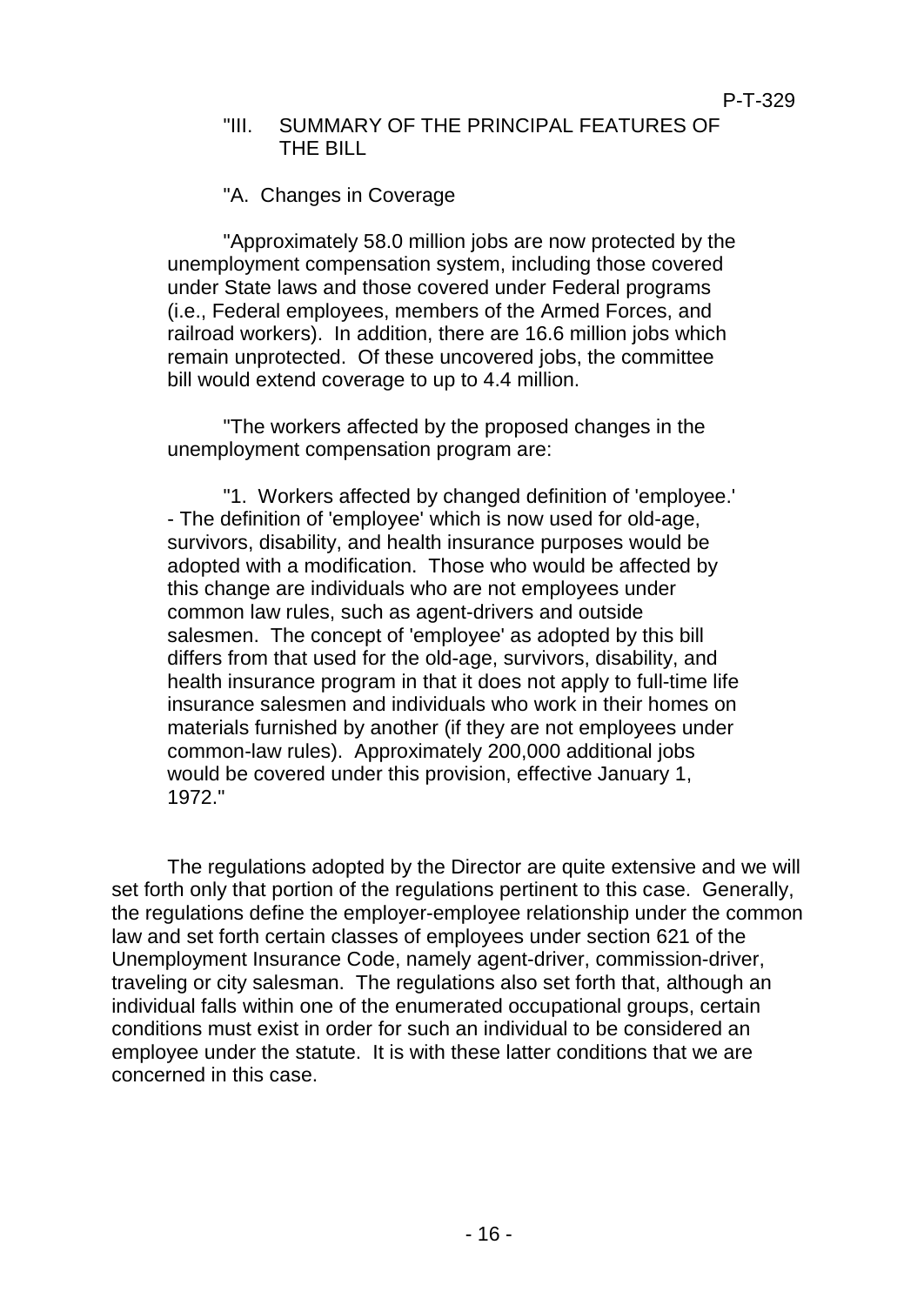"III. SUMMARY OF THE PRINCIPAL FEATURES OF THE BILL

"A. Changes in Coverage

"Approximately 58.0 million jobs are now protected by the unemployment compensation system, including those covered under State laws and those covered under Federal programs (i.e., Federal employees, members of the Armed Forces, and railroad workers). In addition, there are 16.6 million jobs which remain unprotected. Of these uncovered jobs, the committee bill would extend coverage to up to 4.4 million.

"The workers affected by the proposed changes in the unemployment compensation program are:

"1. Workers affected by changed definition of 'employee.' - The definition of 'employee' which is now used for old-age, survivors, disability, and health insurance purposes would be adopted with a modification. Those who would be affected by this change are individuals who are not employees under common law rules, such as agent-drivers and outside salesmen. The concept of 'employee' as adopted by this bill differs from that used for the old-age, survivors, disability, and health insurance program in that it does not apply to full-time life insurance salesmen and individuals who work in their homes on materials furnished by another (if they are not employees under common-law rules). Approximately 200,000 additional jobs would be covered under this provision, effective January 1, 1972."

The regulations adopted by the Director are quite extensive and we will set forth only that portion of the regulations pertinent to this case. Generally, the regulations define the employer-employee relationship under the common law and set forth certain classes of employees under section 621 of the Unemployment Insurance Code, namely agent-driver, commission-driver, traveling or city salesman. The regulations also set forth that, although an individual falls within one of the enumerated occupational groups, certain conditions must exist in order for such an individual to be considered an employee under the statute. It is with these latter conditions that we are concerned in this case.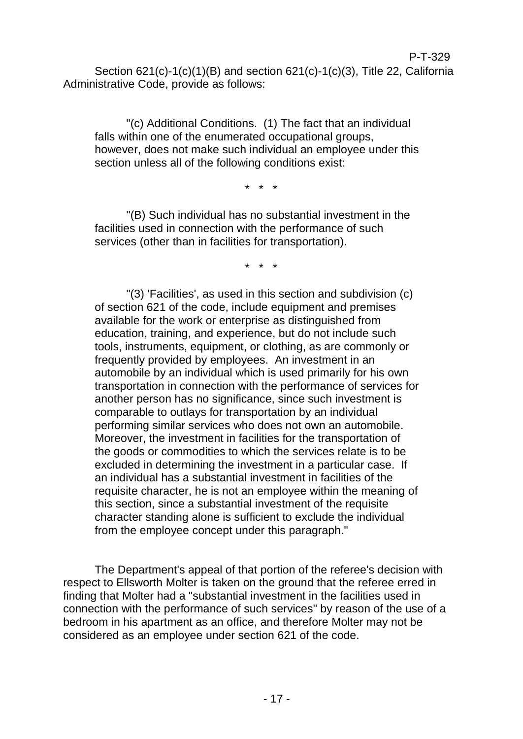Section 621(c)-1(c)(1)(B) and section 621(c)-1(c)(3), Title 22, California Administrative Code, provide as follows:

> "(c) Additional Conditions. (1) The fact that an individual falls within one of the enumerated occupational groups, however, does not make such individual an employee under this section unless all of the following conditions exist:
>
> \* \* \*
>
> "(B) Such individual has no substantial investment in the facilities used in connection with the performance of such services (other than in facilities for transportation).
>
> \* \* \*
>
> "(3) 'Facilities', as used in this section and subdivision (c) of section 621 of the code, include equipment and premises available for the work or enterprise as distinguished from education, training, and experience, but do not include such tools, instruments, equipment, or clothing, as are commonly or frequently provided by employees. An investment in an automobile by an individual which is used primarily for his own transportation in connection with the performance of services for another person has no significance, since such investment is comparable to outlays for transportation by an individual performing similar services who does not own an automobile. Moreover, the investment in facilities for the transportation of the goods or commodities to which the services relate is to be excluded in determining the investment in a particular case. If an individual has a substantial investment in facilities of the requisite character, he is not an employee within the meaning of this section, since a substantial investment of the requisite character standing alone is sufficient to exclude the individual from the employee concept under this paragraph."

The Department's appeal of that portion of the referee's decision with respect to Ellsworth Molter is taken on the ground that the referee erred in finding that Molter had a "substantial investment in the facilities used in connection with the performance of such services" by reason of the use of a bedroom in his apartment as an office, and therefore Molter may not be considered as an employee under section 621 of the code.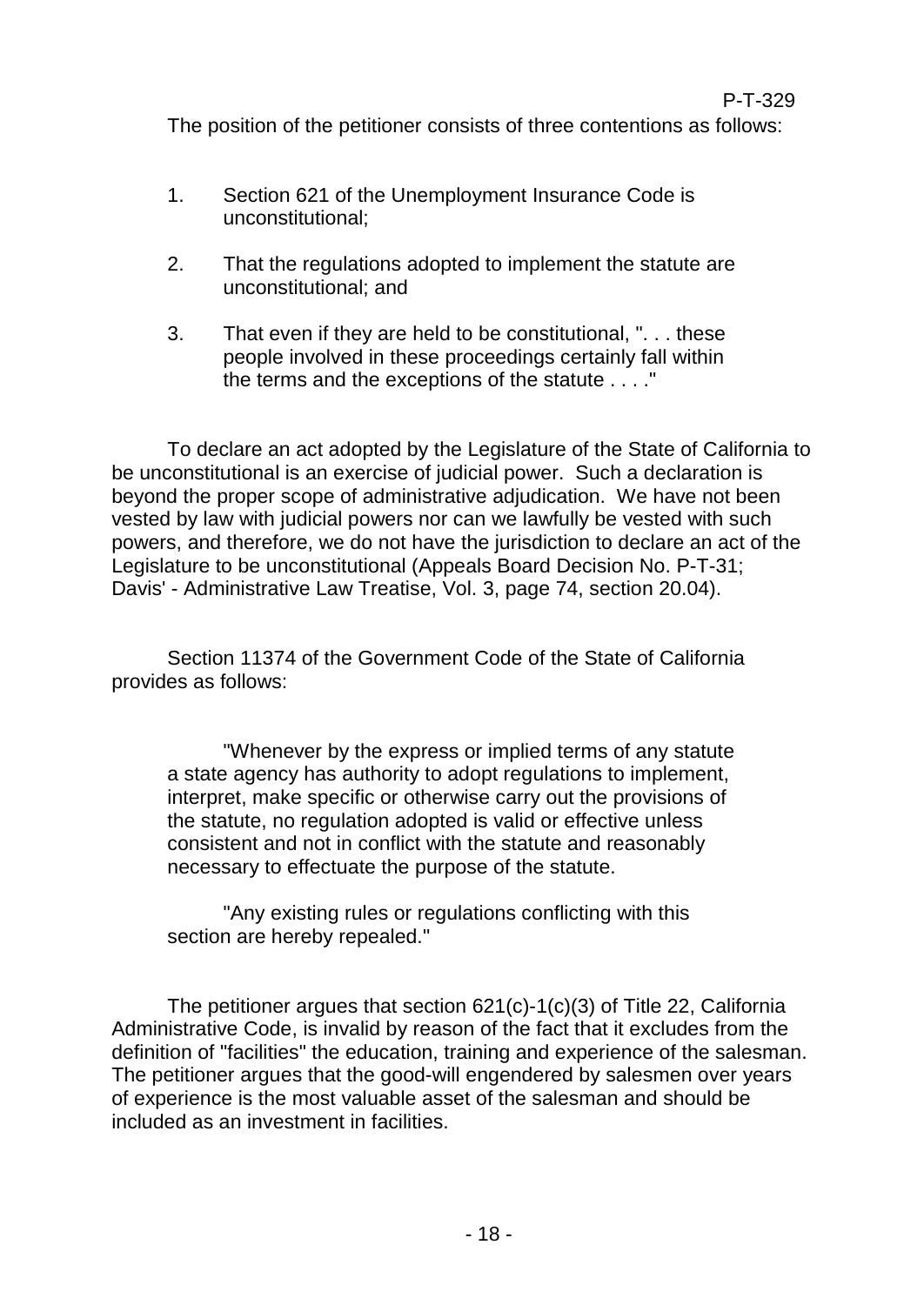The position of the petitioner consists of three contentions as follows:

1. Section 621 of the Unemployment Insurance Code is unconstitutional;

2. That the regulations adopted to implement the statute are unconstitutional; and

3. That even if they are held to be constitutional, ". . . these people involved in these proceedings certainly fall within the terms and the exceptions of the statute . . . ."

To declare an act adopted by the Legislature of the State of California to be unconstitutional is an exercise of judicial power. Such a declaration is beyond the proper scope of administrative adjudication. We have not been vested by law with judicial powers nor can we lawfully be vested with such powers, and therefore, we do not have the jurisdiction to declare an act of the Legislature to be unconstitutional (Appeals Board Decision No. P-T-31; Davis' - Administrative Law Treatise, Vol. 3, page 74, section 20.04).

Section 11374 of the Government Code of the State of California provides as follows:

> "Whenever by the express or implied terms of any statute a state agency has authority to adopt regulations to implement, interpret, make specific or otherwise carry out the provisions of the statute, no regulation adopted is valid or effective unless consistent and not in conflict with the statute and reasonably necessary to effectuate the purpose of the statute.
>
> "Any existing rules or regulations conflicting with this section are hereby repealed."

The petitioner argues that section 621(c)-1(c)(3) of Title 22, California Administrative Code, is invalid by reason of the fact that it excludes from the definition of "facilities" the education, training and experience of the salesman. The petitioner argues that the good-will engendered by salesmen over years of experience is the most valuable asset of the salesman and should be included as an investment in facilities.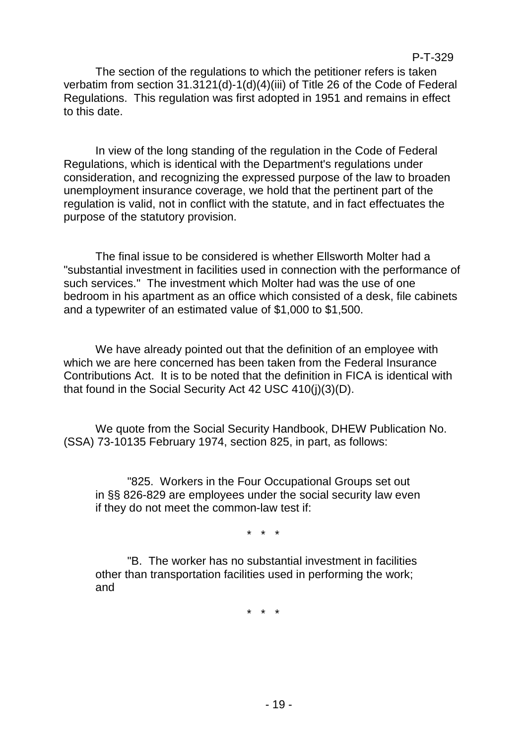The section of the regulations to which the petitioner refers is taken verbatim from section 31.3121(d)-1(d)(4)(iii) of Title 26 of the Code of Federal Regulations. This regulation was first adopted in 1951 and remains in effect to this date.

In view of the long standing of the regulation in the Code of Federal Regulations, which is identical with the Department's regulations under consideration, and recognizing the expressed purpose of the law to broaden unemployment insurance coverage, we hold that the pertinent part of the regulation is valid, not in conflict with the statute, and in fact effectuates the purpose of the statutory provision.

The final issue to be considered is whether Ellsworth Molter had a "substantial investment in facilities used in connection with the performance of such services." The investment which Molter had was the use of one bedroom in his apartment as an office which consisted of a desk, file cabinets and a typewriter of an estimated value of $1,000 to $1,500.

We have already pointed out that the definition of an employee with which we are here concerned has been taken from the Federal Insurance Contributions Act. It is to be noted that the definition in FICA is identical with that found in the Social Security Act 42 USC 410(j)(3)(D).

We quote from the Social Security Handbook, DHEW Publication No. (SSA) 73-10135 February 1974, section 825, in part, as follows:

> "825. Workers in the Four Occupational Groups set out in §§ 826-829 are employees under the social security law even if they do not meet the common-law test if:
>
> \* \* \*
>
> "B. The worker has no substantial investment in facilities other than transportation facilities used in performing the work; and
>
> \* \* \*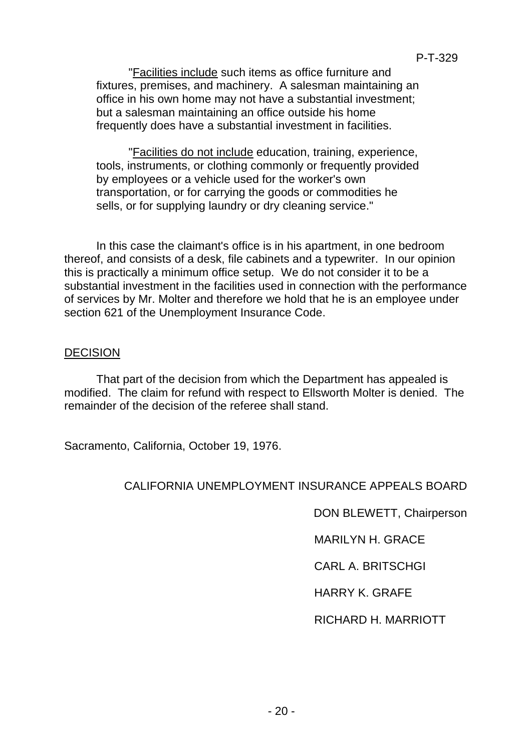"Facilities include such items as office furniture and fixtures, premises, and machinery. A salesman maintaining an office in his own home may not have a substantial investment; but a salesman maintaining an office outside his home frequently does have a substantial investment in facilities.

"Facilities do not include education, training, experience, tools, instruments, or clothing commonly or frequently provided by employees or a vehicle used for the worker's own transportation, or for carrying the goods or commodities he sells, or for supplying laundry or dry cleaning service."

In this case the claimant's office is in his apartment, in one bedroom thereof, and consists of a desk, file cabinets and a typewriter. In our opinion this is practically a minimum office setup. We do not consider it to be a substantial investment in the facilities used in connection with the performance of services by Mr. Molter and therefore we hold that he is an employee under section 621 of the Unemployment Insurance Code.

## DECISION

That part of the decision from which the Department has appealed is modified. The claim for refund with respect to Ellsworth Molter is denied. The remainder of the decision of the referee shall stand.

Sacramento, California, October 19, 1976.

CALIFORNIA UNEMPLOYMENT INSURANCE APPEALS BOARD

DON BLEWETT, Chairperson

MARILYN H. GRACE

CARL A. BRITSCHGI

HARRY K. GRAFE

RICHARD H. MARRIOTT